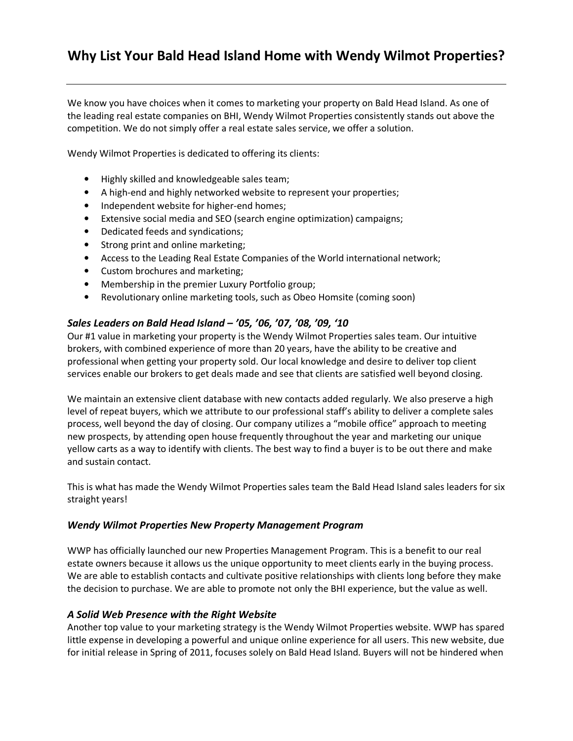# Why List Your Bald Head Island Home with Wendy Wilmot Properties?

---

We know you have choices when it comes to marketing your property on Bald Head Island. As one of the leading real estate companies on BHI, Wendy Wilmot Properties consistently stands out above the competition. We do not simply offer a real estate sales service, we offer a solution.

Wendy Wilmot Properties is dedicated to offering its clients:

- Highly skilled and knowledgeable sales team;
- A high-end and highly networked website to represent your properties;
- Independent website for higher-end homes;
- Extensive social media and SEO (search engine optimization) campaigns;
- Dedicated feeds and syndications;
- Strong print and online marketing;
- Access to the Leading Real Estate Companies of the World international network;
- Custom brochures and marketing;
- Membership in the premier Luxury Portfolio group;
- Revolutionary online marketing tools, such as Obeo Homsite (coming soon)

### *Sales Leaders on Bald Head Island – '05, '06, '07, '08, '09, '10*

Our #1 value in marketing your property is the Wendy Wilmot Properties sales team. Our intuitive brokers, with combined experience of more than 20 years, have the ability to be creative and professional when getting your property sold. Our local knowledge and desire to deliver top client services enable our brokers to get deals made and see that clients are satisfied well beyond closing.

We maintain an extensive client database with new contacts added regularly. We also preserve a high level of repeat buyers, which we attribute to our professional staff's ability to deliver a complete sales process, well beyond the day of closing. Our company utilizes a "mobile office" approach to meeting new prospects, by attending open house frequently throughout the year and marketing our unique yellow carts as a way to identify with clients. The best way to find a buyer is to be out there and make and sustain contact.

This is what has made the Wendy Wilmot Properties sales team the Bald Head Island sales leaders for six straight years!

### *Wendy Wilmot Properties New Property Management Program*

WWP has officially launched our new Properties Management Program. This is a benefit to our real estate owners because it allows us the unique opportunity to meet clients early in the buying process. We are able to establish contacts and cultivate positive relationships with clients long before they make the decision to purchase. We are able to promote not only the BHI experience, but the value as well.

### *A Solid Web Presence with the Right Website*

Another top value to your marketing strategy is the Wendy Wilmot Properties website. WWP has spared little expense in developing a powerful and unique online experience for all users. This new website, due for initial release in Spring of 2011, focuses solely on Bald Head Island. Buyers will not be hindered when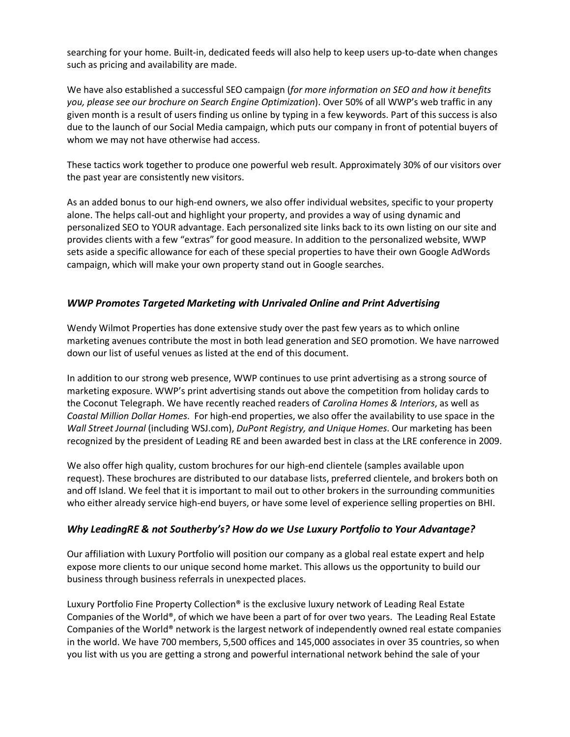searching for your home. Built-in, dedicated feeds will also help to keep users up-to-date when changes such as pricing and availability are made.

We have also established a successful SEO campaign (*for more information on SEO and how it benefits you, please see our brochure on Search Engine Optimization*). Over 50% of all WWP's web traffic in any given month is a result of users finding us online by typing in a few keywords. Part of this success is also due to the launch of our Social Media campaign, which puts our company in front of potential buyers of whom we may not have otherwise had access.

These tactics work together to produce one powerful web result. Approximately 30% of our visitors over the past year are consistently new visitors.

As an added bonus to our high-end owners, we also offer individual websites, specific to your property alone. The helps call-out and highlight your property, and provides a way of using dynamic and personalized SEO to YOUR advantage. Each personalized site links back to its own listing on our site and provides clients with a few "extras" for good measure. In addition to the personalized website, WWP sets aside a specific allowance for each of these special properties to have their own Google AdWords campaign, which will make your own property stand out in Google searches.

### *WWP Promotes Targeted Marketing with Unrivaled Online and Print Advertising*

Wendy Wilmot Properties has done extensive study over the past few years as to which online marketing avenues contribute the most in both lead generation and SEO promotion. We have narrowed down our list of useful venues as listed at the end of this document.

In addition to our strong web presence, WWP continues to use print advertising as a strong source of marketing exposure. WWP's print advertising stands out above the competition from holiday cards to the Coconut Telegraph. We have recently reached readers of *Carolina Homes & Interiors*, as well as *Coastal Million Dollar Homes*. For high-end properties, we also offer the availability to use space in the *Wall Street Journal* (including WSJ.com), *DuPont Registry, and Unique Homes*. Our marketing has been recognized by the president of Leading RE and been awarded best in class at the LRE conference in 2009.

We also offer high quality, custom brochures for our high-end clientele (samples available upon request). These brochures are distributed to our database lists, preferred clientele, and brokers both on and off Island. We feel that it is important to mail out to other brokers in the surrounding communities who either already service high-end buyers, or have some level of experience selling properties on BHI.

### *Why LeadingRE & not Southerby's? How do we Use Luxury Portfolio to Your Advantage?*

Our affiliation with Luxury Portfolio will position our company as a global real estate expert and help expose more clients to our unique second home market. This allows us the opportunity to build our business through business referrals in unexpected places.

Luxury Portfolio Fine Property Collection® is the exclusive luxury network of Leading Real Estate Companies of the World®, of which we have been a part of for over two years. The Leading Real Estate Companies of the World® network is the largest network of independently owned real estate companies in the world. We have 700 members, 5,500 offices and 145,000 associates in over 35 countries, so when you list with us you are getting a strong and powerful international network behind the sale of your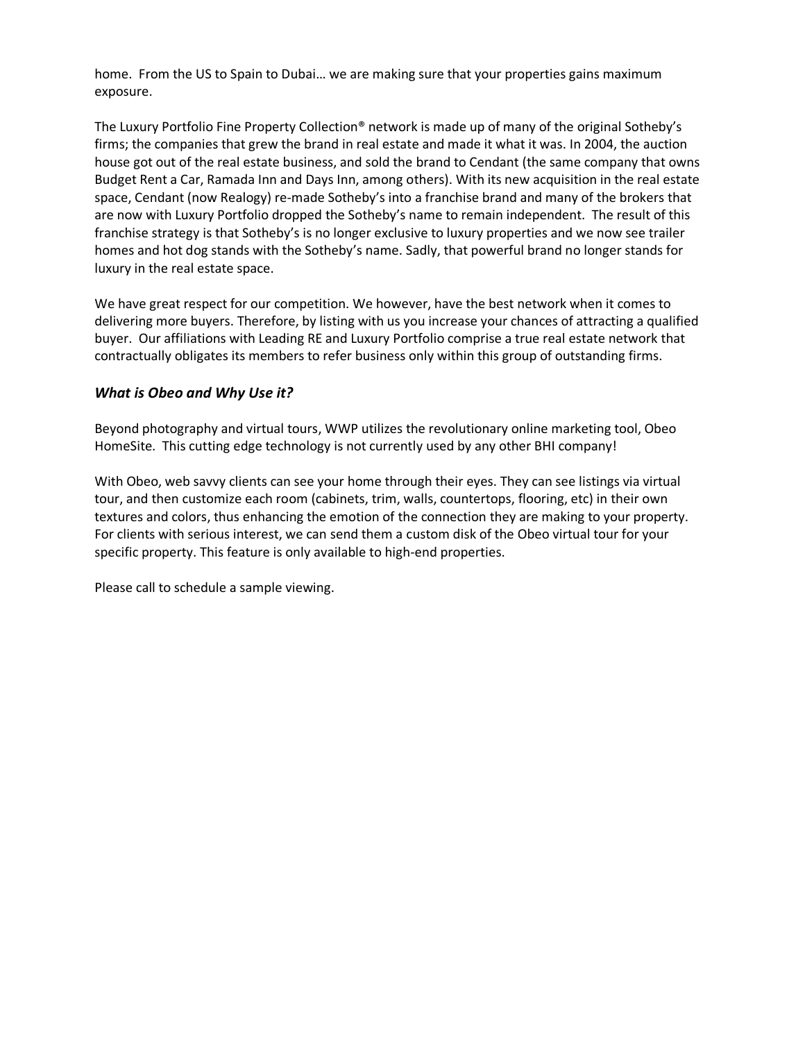home. From the US to Spain to Dubai… we are making sure that your properties gains maximum exposure.

The Luxury Portfolio Fine Property Collection® network is made up of many of the original Sotheby's firms; the companies that grew the brand in real estate and made it what it was. In 2004, the auction house got out of the real estate business, and sold the brand to Cendant (the same company that owns Budget Rent a Car, Ramada Inn and Days Inn, among others). With its new acquisition in the real estate space, Cendant (now Realogy) re-made Sotheby's into a franchise brand and many of the brokers that are now with Luxury Portfolio dropped the Sotheby's name to remain independent. The result of this franchise strategy is that Sotheby's is no longer exclusive to luxury properties and we now see trailer homes and hot dog stands with the Sotheby's name. Sadly, that powerful brand no longer stands for luxury in the real estate space.

We have great respect for our competition. We however, have the best network when it comes to delivering more buyers. Therefore, by listing with us you increase your chances of attracting a qualified buyer. Our affiliations with Leading RE and Luxury Portfolio comprise a true real estate network that contractually obligates its members to refer business only within this group of outstanding firms.

### *What is Obeo and Why Use it?*

Beyond photography and virtual tours, WWP utilizes the revolutionary online marketing tool, Obeo HomeSite. This cutting edge technology is not currently used by any other BHI company!

With Obeo, web savvy clients can see your home through their eyes. They can see listings via virtual tour, and then customize each room (cabinets, trim, walls, countertops, flooring, etc) in their own textures and colors, thus enhancing the emotion of the connection they are making to your property. For clients with serious interest, we can send them a custom disk of the Obeo virtual tour for your specific property. This feature is only available to high-end properties.

Please call to schedule a sample viewing.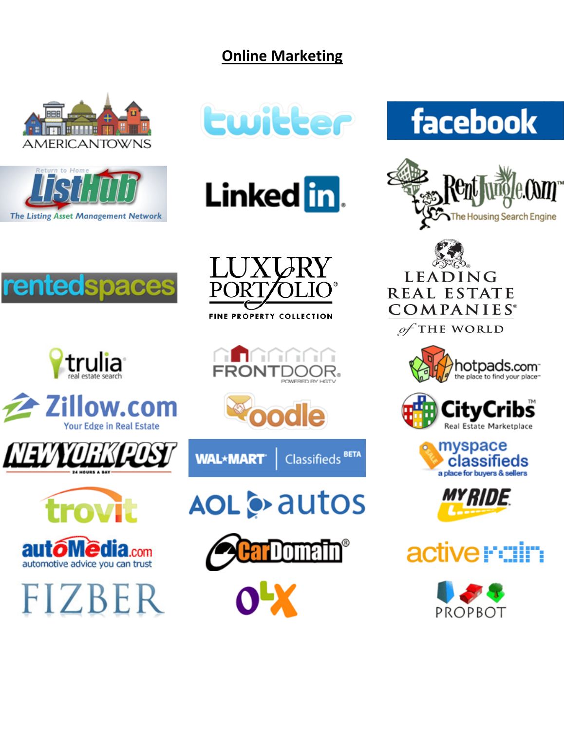## Online Marketing

AMERICANTOWNS

twitter

facebook

Return to Home ListHub The Listing Asset Management Network

LinkedIn

RentJungle.com™ The Housing Search Engine

rentedspaces

LUXURY PORTFOLIO® FINE PROPERTY COLLECTION

LEADING REAL ESTATE COMPANIES® of THE WORLD

trulia real estate search

FRONTDOOR. POWERED BY HGTV

hotpads.com™ the place to find your place™

Zillow.com Your Edge in Real Estate

oodle

CityCribs™ Real Estate Marketplace

NEW YORK POST 24 HOURS A DAY

WAL*MART Classifieds BETA

myspace classifieds a place for buyers & sellers

trovit

AOL autos

MY RIDE

autoMedia.com automotive advice you can trust

CarDomain®

active rain

FIZBER

OLX

PROPBOT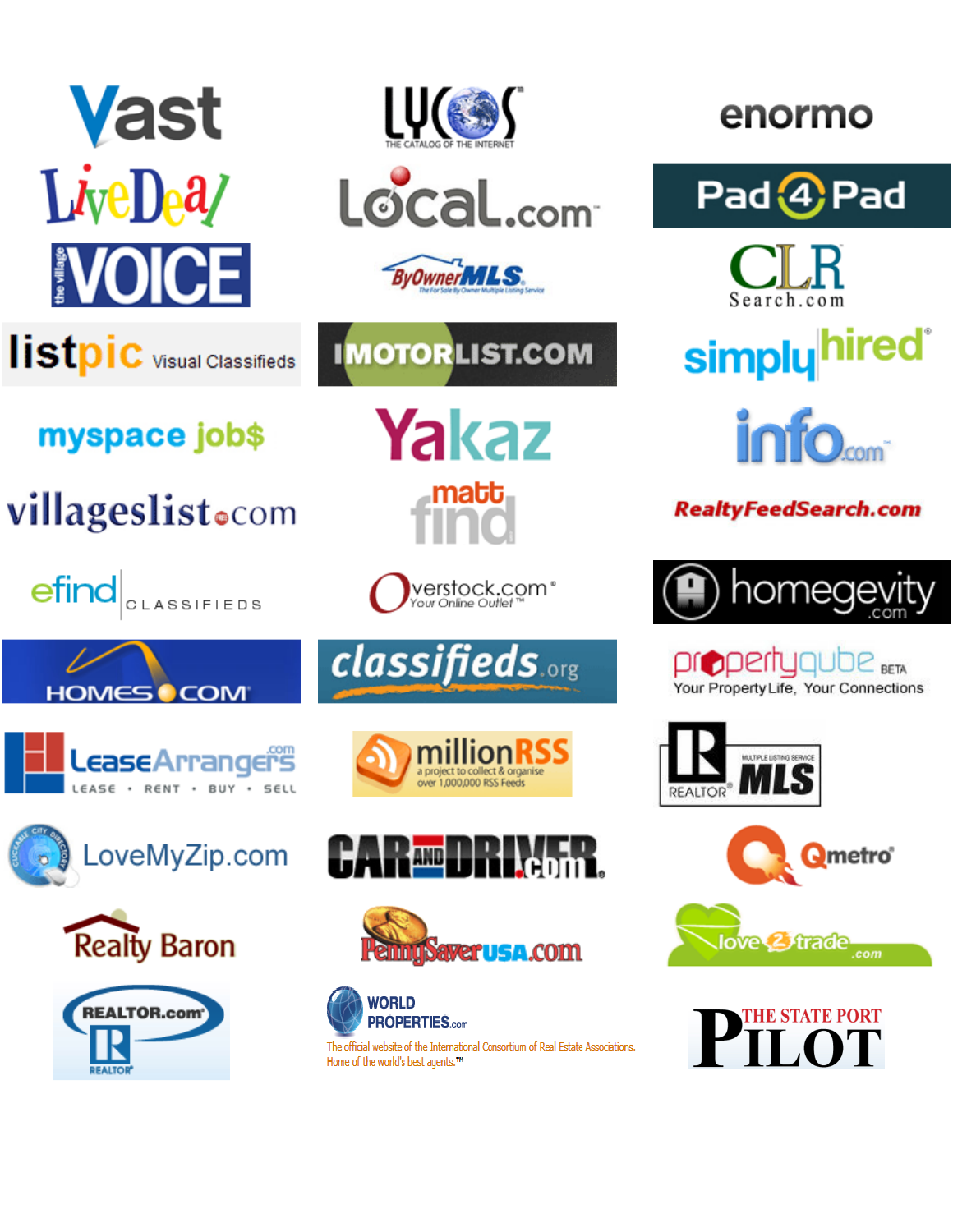Vast

LYCOS
THE CATALOG OF THE INTERNET

enormo

LiveDeal

Local.com

Pad 4 Pad

the village VOICE

ByOwnerMLS
The For Sale By Owner Multiple Listing Service

CLR Search.com

listpic Visual Classifieds

MOTORLIST.COM

simplyhired

myspace job$

Yakaz

info.com

villageslist.com

matt find

RealtyFeedSearch.com

efind CLASSIFIEDS

Overstock.com
Your Online Outlet™

homegevity .com

HOMES.COM

classifieds.org

propertyqube BETA
Your Property Life, Your Connections

LeaseArrangers.com
LEASE · RENT · BUY · SELL

millionRSS
a project to collect & organise over 1,000,000 RSS Feeds

REALTOR® MULTIPLE LISTING SERVICE MLS

LoveMyZip.com

CAR AND DRIVER.com

Qmetro

Realty Baron

PennySaverUSA.com

love 2 trade .com

REALTOR.com
REALTOR®

WORLD PROPERTIES.com
The official website of the International Consortium of Real Estate Associations.
Home of the world's best agents.™

THE STATE PORT PILOT